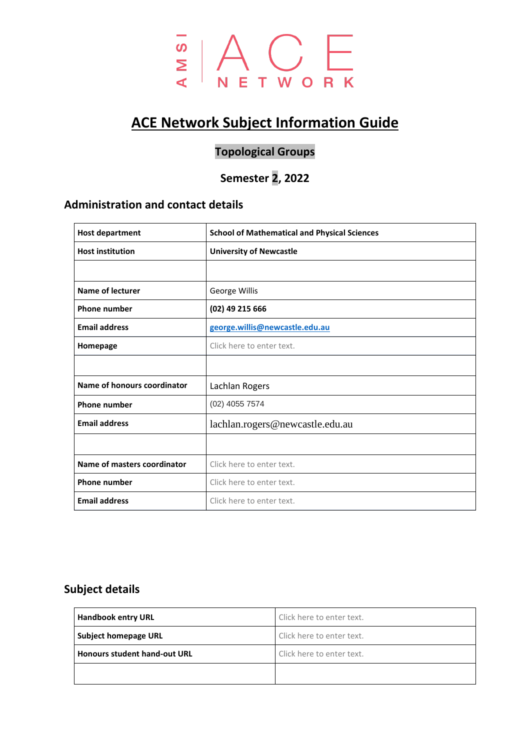AMSI ACE NETWORK

# ACE Network Subject Information Guide

## Topological Groups

## Semester 2, 2022

### Administration and contact details

| | |
|---|---|
| **Host department** | **School of Mathematical and Physical Sciences** |
| **Host institution** | **University of Newcastle** |
| | |
| **Name of lecturer** | George Willis |
| **Phone number** | **(02) 49 215 666** |
| **Email address** | **george.willis@newcastle.edu.au** |
| **Homepage** | Click here to enter text. |
| | |
| **Name of honours coordinator** | Lachlan Rogers |
| **Phone number** | (02) 4055 7574 |
| **Email address** | lachlan.rogers@newcastle.edu.au |
| | |
| **Name of masters coordinator** | Click here to enter text. |
| **Phone number** | Click here to enter text. |
| **Email address** | Click here to enter text. |

### Subject details

| | |
|---|---|
| **Handbook entry URL** | Click here to enter text. |
| **Subject homepage URL** | Click here to enter text. |
| **Honours student hand-out URL** | Click here to enter text. |
| | |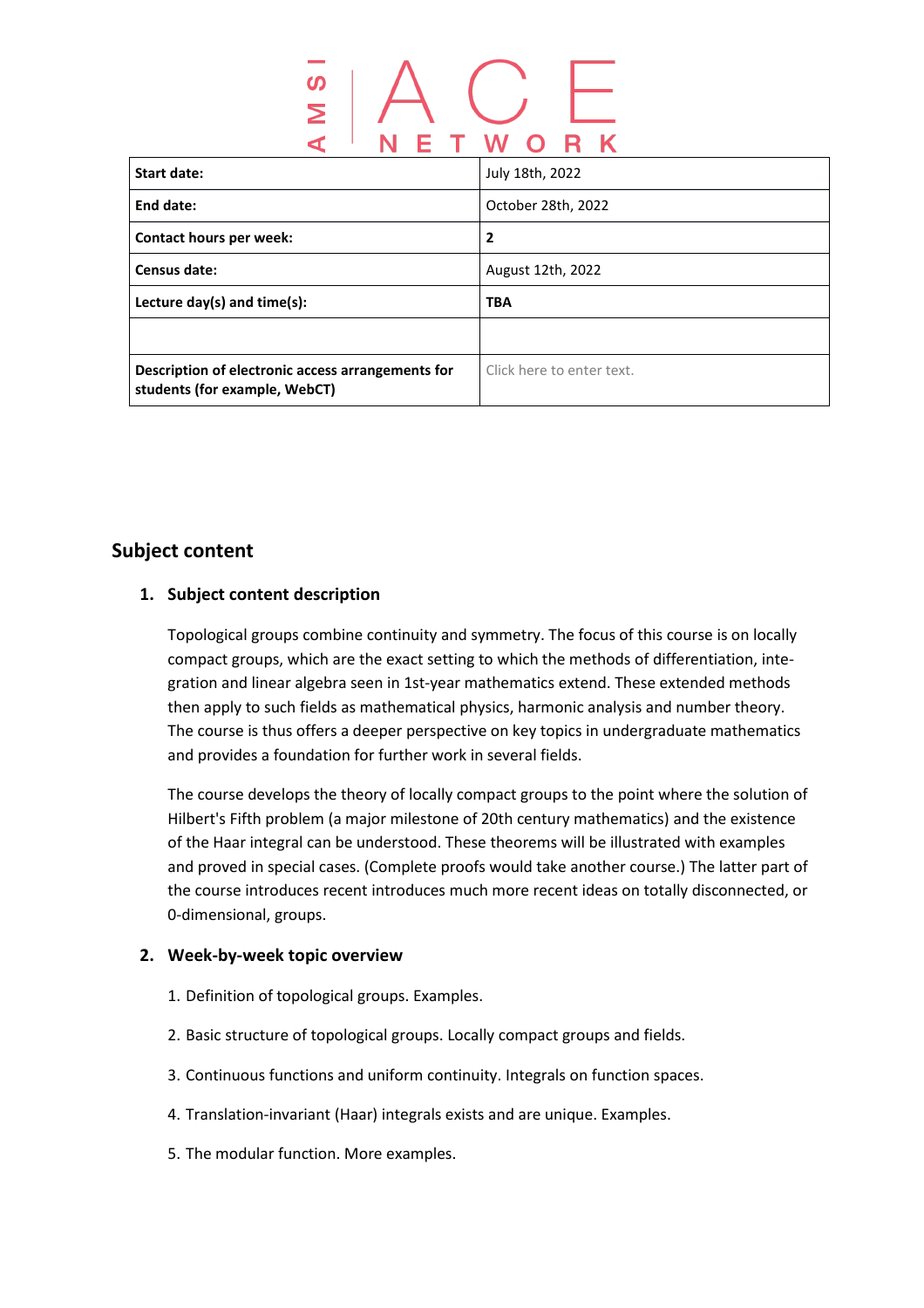| | |
|---|---|
| **Start date:** | July 18th, 2022 |
| **End date:** | October 28th, 2022 |
| **Contact hours per week:** | **2** |
| **Census date:** | August 12th, 2022 |
| **Lecture day(s) and time(s):** | **TBA** |
| | |
| **Description of electronic access arrangements for students (for example, WebCT)** | Click here to enter text. |

## Subject content

### 1. Subject content description

Topological groups combine continuity and symmetry. The focus of this course is on locally compact groups, which are the exact setting to which the methods of differentiation, integration and linear algebra seen in 1st-year mathematics extend. These extended methods then apply to such fields as mathematical physics, harmonic analysis and number theory. The course is thus offers a deeper perspective on key topics in undergraduate mathematics and provides a foundation for further work in several fields.

The course develops the theory of locally compact groups to the point where the solution of Hilbert's Fifth problem (a major milestone of 20th century mathematics) and the existence of the Haar integral can be understood. These theorems will be illustrated with examples and proved in special cases. (Complete proofs would take another course.) The latter part of the course introduces recent introduces much more recent ideas on totally disconnected, or 0-dimensional, groups.

### 2. Week-by-week topic overview

1. Definition of topological groups. Examples.
2. Basic structure of topological groups. Locally compact groups and fields.
3. Continuous functions and uniform continuity. Integrals on function spaces.
4. Translation-invariant (Haar) integrals exists and are unique. Examples.
5. The modular function. More examples.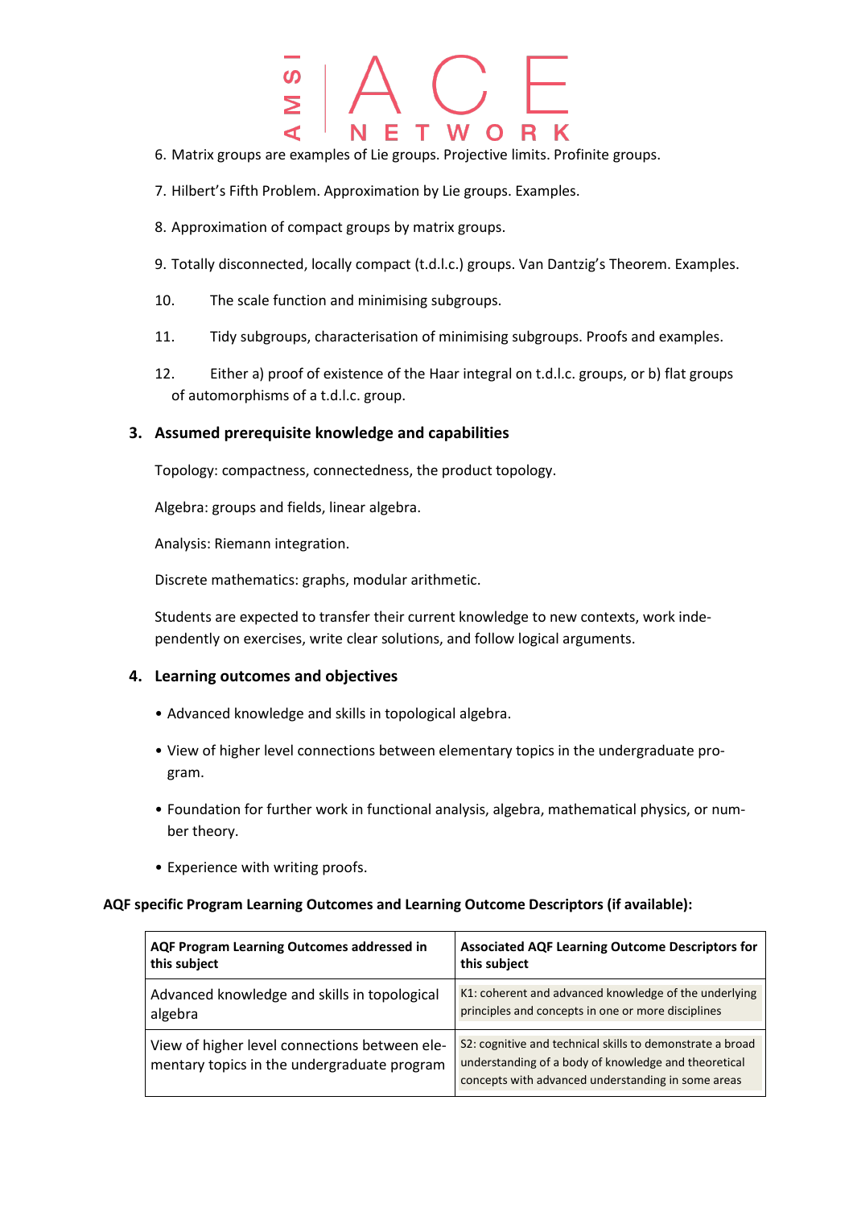6. Matrix groups are examples of Lie groups. Projective limits. Profinite groups.

7. Hilbert's Fifth Problem. Approximation by Lie groups. Examples.

8. Approximation of compact groups by matrix groups.

9. Totally disconnected, locally compact (t.d.l.c.) groups. Van Dantzig's Theorem. Examples.

10. The scale function and minimising subgroups.

11. Tidy subgroups, characterisation of minimising subgroups. Proofs and examples.

12. Either a) proof of existence of the Haar integral on t.d.l.c. groups, or b) flat groups of automorphisms of a t.d.l.c. group.

### 3. Assumed prerequisite knowledge and capabilities

Topology: compactness, connectedness, the product topology.

Algebra: groups and fields, linear algebra.

Analysis: Riemann integration.

Discrete mathematics: graphs, modular arithmetic.

Students are expected to transfer their current knowledge to new contexts, work independently on exercises, write clear solutions, and follow logical arguments.

### 4. Learning outcomes and objectives

- Advanced knowledge and skills in topological algebra.
- View of higher level connections between elementary topics in the undergraduate program.
- Foundation for further work in functional analysis, algebra, mathematical physics, or number theory.
- Experience with writing proofs.

**AQF specific Program Learning Outcomes and Learning Outcome Descriptors (if available):**

| AQF Program Learning Outcomes addressed in this subject | Associated AQF Learning Outcome Descriptors for this subject |
|---|---|
| Advanced knowledge and skills in topological algebra | K1: coherent and advanced knowledge of the underlying principles and concepts in one or more disciplines |
| View of higher level connections between elementary topics in the undergraduate program | S2: cognitive and technical skills to demonstrate a broad understanding of a body of knowledge and theoretical concepts with advanced understanding in some areas |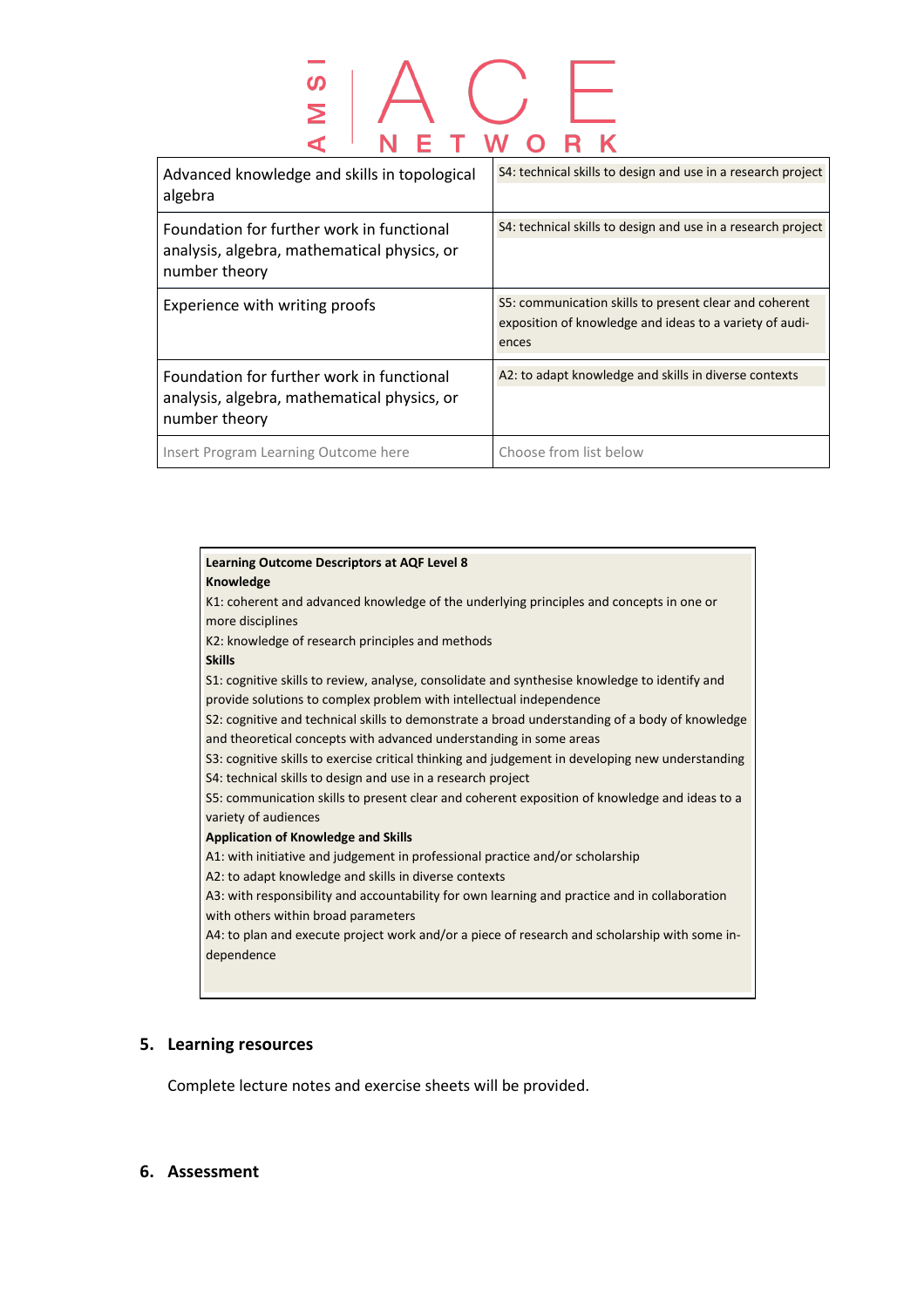| | |
|---|---|
| Advanced knowledge and skills in topological algebra | S4: technical skills to design and use in a research project |
| Foundation for further work in functional analysis, algebra, mathematical physics, or number theory | S4: technical skills to design and use in a research project |
| Experience with writing proofs | S5: communication skills to present clear and coherent exposition of knowledge and ideas to a variety of audi-ences |
| Foundation for further work in functional analysis, algebra, mathematical physics, or number theory | A2: to adapt knowledge and skills in diverse contexts |
| Insert Program Learning Outcome here | Choose from list below |

**Learning Outcome Descriptors at AQF Level 8**

**Knowledge**

K1: coherent and advanced knowledge of the underlying principles and concepts in one or more disciplines

K2: knowledge of research principles and methods

**Skills**

S1: cognitive skills to review, analyse, consolidate and synthesise knowledge to identify and provide solutions to complex problem with intellectual independence

S2: cognitive and technical skills to demonstrate a broad understanding of a body of knowledge and theoretical concepts with advanced understanding in some areas

S3: cognitive skills to exercise critical thinking and judgement in developing new understanding

S4: technical skills to design and use in a research project

S5: communication skills to present clear and coherent exposition of knowledge and ideas to a variety of audiences

**Application of Knowledge and Skills**

A1: with initiative and judgement in professional practice and/or scholarship

A2: to adapt knowledge and skills in diverse contexts

A3: with responsibility and accountability for own learning and practice and in collaboration with others within broad parameters

A4: to plan and execute project work and/or a piece of research and scholarship with some in-dependence

## 5. Learning resources

Complete lecture notes and exercise sheets will be provided.

## 6. Assessment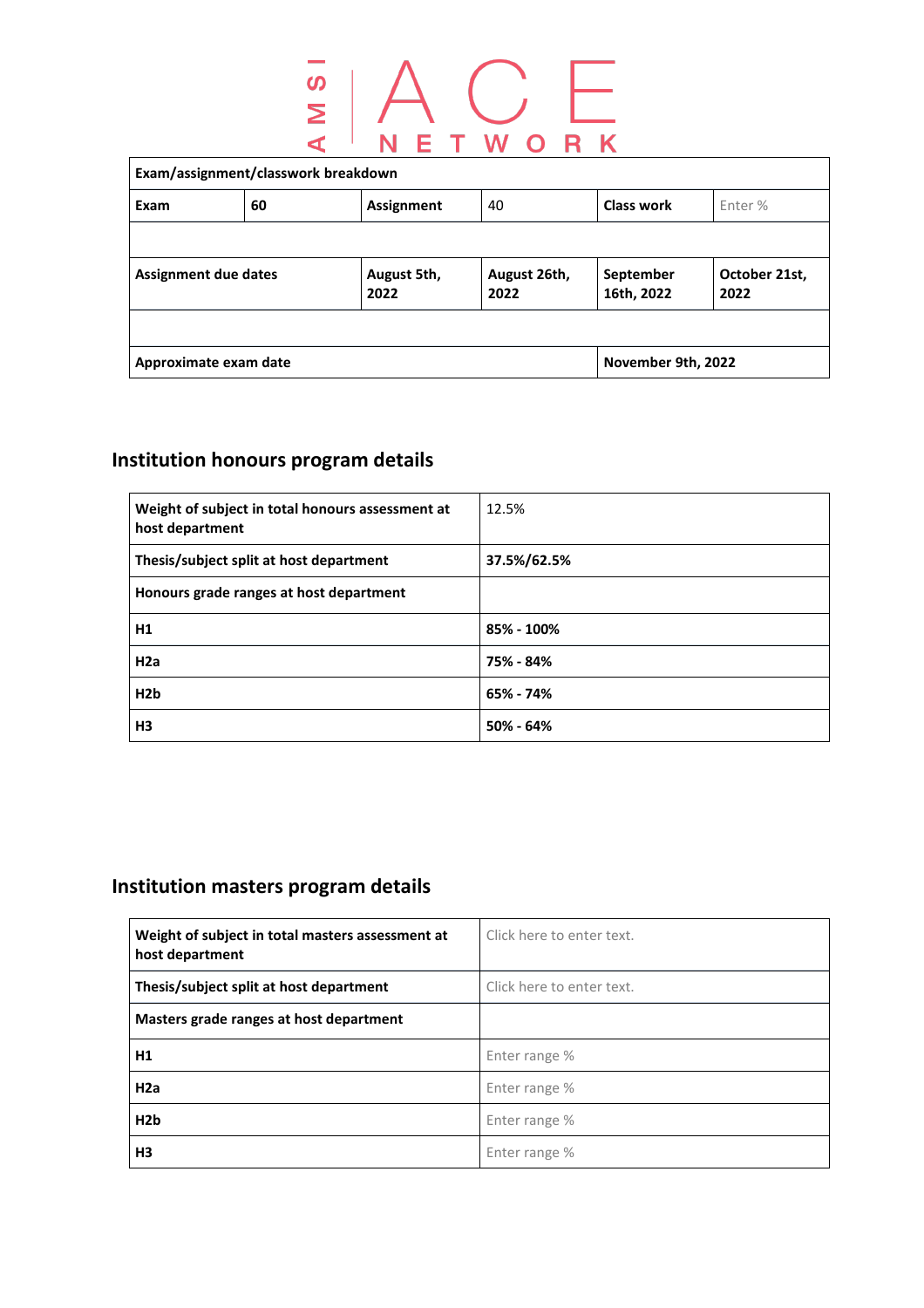AMSI | ACE NETWORK

| | | | | | |
|---|---|---|---|---|---|
| **Exam/assignment/classwork breakdown** | | | | | |
| **Exam** | **60** | **Assignment** | 40 | **Class work** | Enter % |
| | | | | | |
| **Assignment due dates** | | **August 5th, 2022** | **August 26th, 2022** | **September 16th, 2022** | **October 21st, 2022** |
| | | | | | |
| **Approximate exam date** | | | | **November 9th, 2022** | |

## Institution honours program details

| | |
|---|---|
| **Weight of subject in total honours assessment at host department** | 12.5% |
| **Thesis/subject split at host department** | **37.5%/62.5%** |
| **Honours grade ranges at host department** | |
| **H1** | **85% - 100%** |
| **H2a** | **75% - 84%** |
| **H2b** | **65% - 74%** |
| **H3** | **50% - 64%** |

## Institution masters program details

| | |
|---|---|
| **Weight of subject in total masters assessment at host department** | Click here to enter text. |
| **Thesis/subject split at host department** | Click here to enter text. |
| **Masters grade ranges at host department** | |
| **H1** | Enter range % |
| **H2a** | Enter range % |
| **H2b** | Enter range % |
| **H3** | Enter range % |